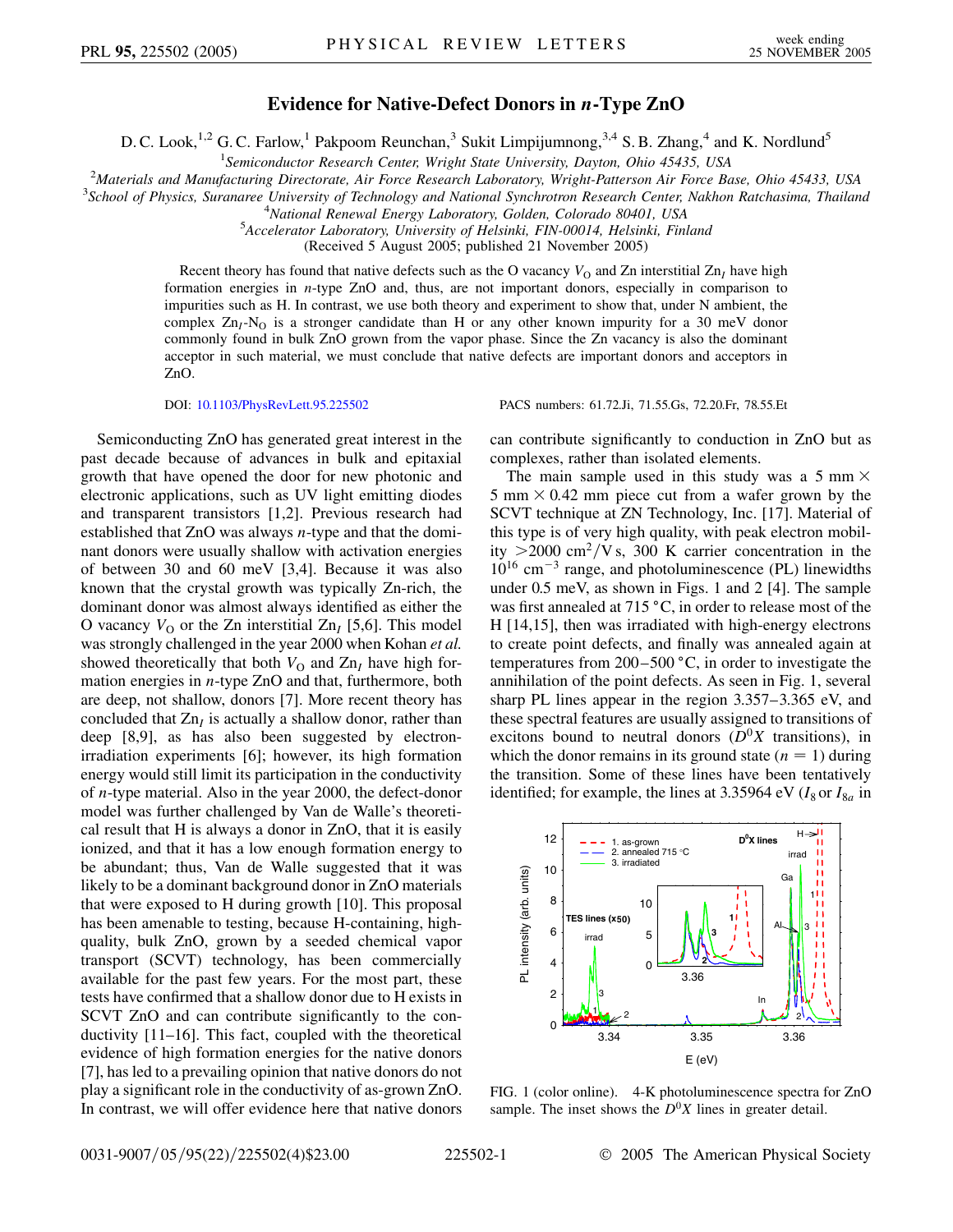# Evidence for Native-Defect Donors in *n*-Type ZnO

D. C. Look,[1,2] G. C. Farlow,[1] Pakpoom Reunchan,[3] Sukit Limpijumnong,[3,4] S. B. Zhang,[4] and K. Nordlund[5]

[1]*Semiconductor Research Center, Wright State University, Dayton, Ohio 45435, USA*

[2]*Materials and Manufacturing Directorate, Air Force Research Laboratory, Wright-Patterson Air Force Base, Ohio 45433, USA*

[3]*School of Physics, Suranaree University of Technology and National Synchrotron Research Center, Nakhon Ratchasima, Thailand*

[4]*National Renewal Energy Laboratory, Golden, Colorado 80401, USA*

[5]*Accelerator Laboratory, University of Helsinki, FIN-00014, Helsinki, Finland*

(Received 5 August 2005; published 21 November 2005)

Recent theory has found that native defects such as the O vacancy $V_O$ and Zn interstitial $Zn_I$ have high formation energies in *n*-type ZnO and, thus, are not important donors, especially in comparison to impurities such as H. In contrast, we use both theory and experiment to show that, under N ambient, the complex $Zn_I$-$N_O$ is a stronger candidate than H or any other known impurity for a 30 meV donor commonly found in bulk ZnO grown from the vapor phase. Since the Zn vacancy is also the dominant acceptor in such material, we must conclude that native defects are important donors and acceptors in ZnO.

DOI: 10.1103/PhysRevLett.95.225502 PACS numbers: 61.72.Ji, 71.55.Gs, 72.20.Fr, 78.55.Et

Semiconducting ZnO has generated great interest in the past decade because of advances in bulk and epitaxial growth that have opened the door for new photonic and electronic applications, such as UV light emitting diodes and transparent transistors [1,2]. Previous research had established that ZnO was always *n*-type and that the dominant donors were usually shallow with activation energies of between 30 and 60 meV [3,4]. Because it was also known that the crystal growth was typically Zn-rich, the dominant donor was almost always identified as either the O vacancy $V_O$ or the Zn interstitial $Zn_I$ [5,6]. This model was strongly challenged in the year 2000 when Kohan *et al.* showed theoretically that both $V_O$ and $Zn_I$ have high formation energies in *n*-type ZnO and that, furthermore, both are deep, not shallow, donors [7]. More recent theory has concluded that $Zn_I$ is actually a shallow donor, rather than deep [8,9], as has also been suggested by electron-irradiation experiments [6]; however, its high formation energy would still limit its participation in the conductivity of *n*-type material. Also in the year 2000, the defect-donor model was further challenged by Van de Walle's theoretical result that H is always a donor in ZnO, that it is easily ionized, and that it has a low enough formation energy to be abundant; thus, Van de Walle suggested that it was likely to be a dominant background donor in ZnO materials that were exposed to H during growth [10]. This proposal has been amenable to testing, because H-containing, high-quality, bulk ZnO, grown by a seeded chemical vapor transport (SCVT) technology, has been commercially available for the past few years. For the most part, these tests have confirmed that a shallow donor due to H exists in SCVT ZnO and can contribute significantly to the conductivity [11–16]. This fact, coupled with the theoretical evidence of high formation energies for the native donors [7], has led to a prevailing opinion that native donors do not play a significant role in the conductivity of as-grown ZnO. In contrast, we will offer evidence here that native donors can contribute significantly to conduction in ZnO but as complexes, rather than isolated elements.

The main sample used in this study was a 5 mm × 5 mm × 0.42 mm piece cut from a wafer grown by the SCVT technique at ZN Technology, Inc. [17]. Material of this type is of very high quality, with peak electron mobility $>2000$ cm$^2$/V s, 300 K carrier concentration in the $10^{16}$ cm$^{-3}$ range, and photoluminescence (PL) linewidths under 0.5 meV, as shown in Figs. 1 and 2 [4]. The sample was first annealed at 715 °C, in order to release most of the H [14,15], then was irradiated with high-energy electrons to create point defects, and finally was annealed again at temperatures from 200–500 °C, in order to investigate the annihilation of the point defects. As seen in Fig. 1, several sharp PL lines appear in the region 3.357–3.365 eV, and these spectral features are usually assigned to transitions of excitons bound to neutral donors ($D^0X$ transitions), in which the donor remains in its ground state ($n = 1$) during the transition. Some of these lines have been tentatively identified; for example, the lines at 3.35964 eV ($I_8$ or $I_{8a}$ in

FIG. 1 (color online). 4-K photoluminescence spectra for ZnO sample. The inset shows the $D^0X$ lines in greater detail.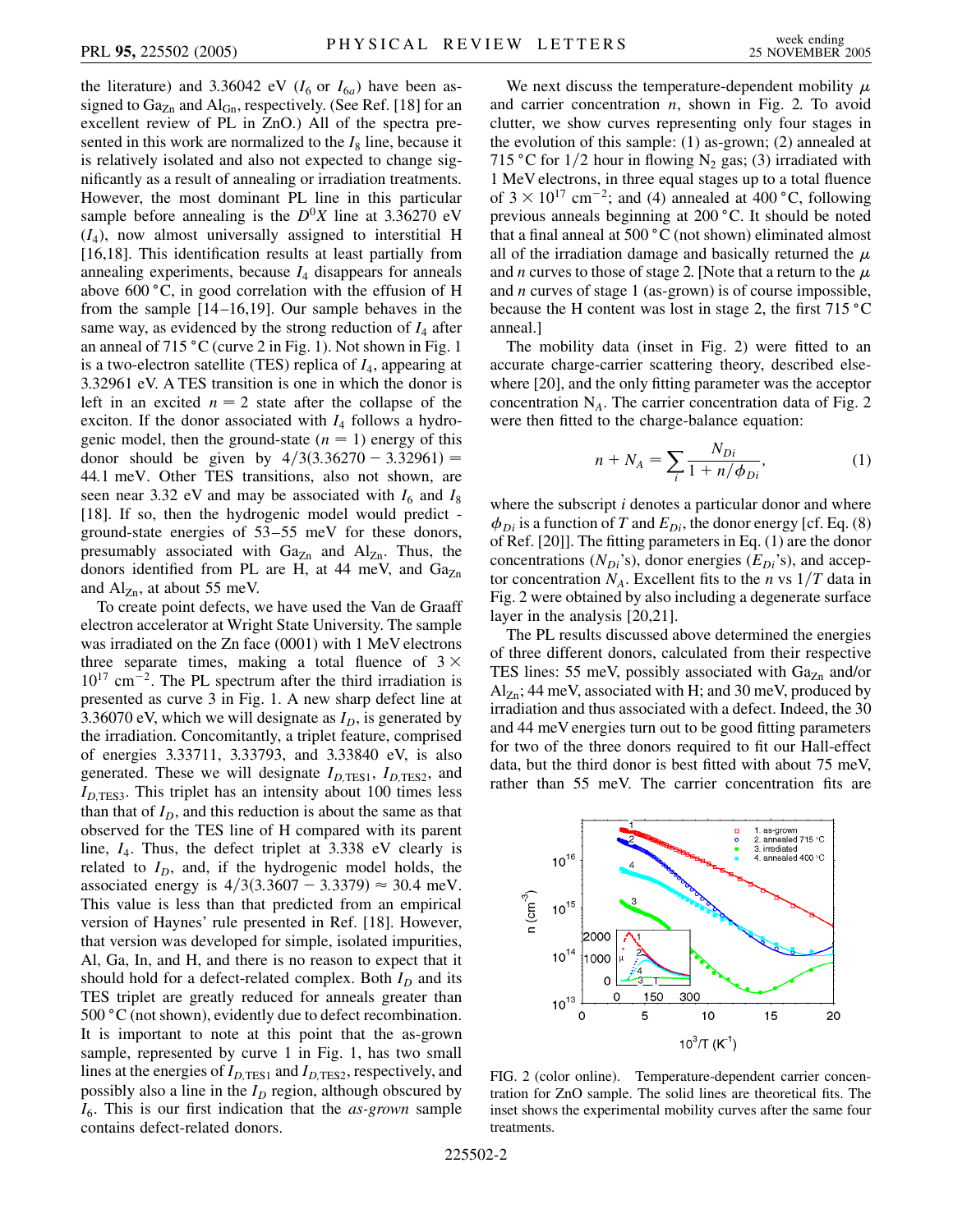the literature) and 3.36042 eV ($I_6$ or $I_{6a}$) have been assigned to $Ga_{Zn}$ and $Al_{Gn}$, respectively. (See Ref. [18] for an excellent review of PL in ZnO.) All of the spectra presented in this work are normalized to the $I_8$ line, because it is relatively isolated and also not expected to change significantly as a result of annealing or irradiation treatments. However, the most dominant PL line in this particular sample before annealing is the $D^0X$ line at 3.36270 eV ($I_4$), now almost universally assigned to interstitial H [16,18]. This identification results at least partially from annealing experiments, because $I_4$ disappears for anneals above 600 °C, in good correlation with the effusion of H from the sample [14–16,19]. Our sample behaves in the same way, as evidenced by the strong reduction of $I_4$ after an anneal of 715 °C (curve 2 in Fig. 1). Not shown in Fig. 1 is a two-electron satellite (TES) replica of $I_4$, appearing at 3.32961 eV. A TES transition is one in which the donor is left in an excited $n = 2$ state after the collapse of the exciton. If the donor associated with $I_4$ follows a hydrogenic model, then the ground-state ($n = 1$) energy of this donor should be given by $4/3(3.36270 - 3.32961) = 44.1$ meV. Other TES transitions, also not shown, are seen near 3.32 eV and may be associated with $I_6$ and $I_8$ [18]. If so, then the hydrogenic model would predict ground-state energies of 53–55 meV for these donors, presumably associated with $Ga_{Zn}$ and $Al_{Zn}$. Thus, the donors identified from PL are H, at 44 meV, and $Ga_{Zn}$ and $Al_{Zn}$, at about 55 meV.

To create point defects, we have used the Van de Graaff electron accelerator at Wright State University. The sample was irradiated on the Zn face (0001) with 1 MeV electrons three separate times, making a total fluence of $3 \times 10^{17}$ cm$^{-2}$. The PL spectrum after the third irradiation is presented as curve 3 in Fig. 1. A new sharp defect line at 3.36070 eV, which we will designate as $I_D$, is generated by the irradiation. Concomitantly, a triplet feature, comprised of energies 3.33711, 3.33793, and 3.33840 eV, is also generated. These we will designate $I_{D,\mathrm{TES1}}$, $I_{D,\mathrm{TES2}}$, and $I_{D,\mathrm{TES3}}$. This triplet has an intensity about 100 times less than that of $I_D$, and this reduction is about the same as that observed for the TES line of H compared with its parent line, $I_4$. Thus, the defect triplet at 3.338 eV clearly is related to $I_D$, and, if the hydrogenic model holds, the associated energy is $4/3(3.3607 - 3.3379) \approx 30.4$ meV. This value is less than that predicted from an empirical version of Haynes' rule presented in Ref. [18]. However, that version was developed for simple, isolated impurities, Al, Ga, In, and H, and there is no reason to expect that it should hold for a defect-related complex. Both $I_D$ and its TES triplet are greatly reduced for anneals greater than 500 °C (not shown), evidently due to defect recombination. It is important to note at this point that the as-grown sample, represented by curve 1 in Fig. 1, has two small lines at the energies of $I_{D,\mathrm{TES1}}$ and $I_{D,\mathrm{TES2}}$, respectively, and possibly also a line in the $I_D$ region, although obscured by $I_6$. This is our first indication that the *as-grown* sample contains defect-related donors.

We next discuss the temperature-dependent mobility $\mu$ and carrier concentration $n$, shown in Fig. 2. To avoid clutter, we show curves representing only four stages in the evolution of this sample: (1) as-grown; (2) annealed at 715 °C for 1/2 hour in flowing $N_2$ gas; (3) irradiated with 1 MeV electrons, in three equal stages up to a total fluence of $3 \times 10^{17}$ cm$^{-2}$; and (4) annealed at 400 °C, following previous anneals beginning at 200 °C. It should be noted that a final anneal at 500 °C (not shown) eliminated almost all of the irradiation damage and basically returned the $\mu$ and $n$ curves to those of stage 2. [Note that a return to the $\mu$ and $n$ curves of stage 1 (as-grown) is of course impossible, because the H content was lost in stage 2, the first 715 °C anneal.]

The mobility data (inset in Fig. 2) were fitted to an accurate charge-carrier scattering theory, described elsewhere [20], and the only fitting parameter was the acceptor concentration $N_A$. The carrier concentration data of Fig. 2 were then fitted to the charge-balance equation:

$$n + N_A = \sum_i \frac{N_{Di}}{1 + n/\phi_{Di}}, \tag{1}$$

where the subscript $i$ denotes a particular donor and where $\phi_{Di}$ is a function of $T$ and $E_{Di}$, the donor energy [cf. Eq. (8) of Ref. [20]]. The fitting parameters in Eq. (1) are the donor concentrations ($N_{Di}$'s), donor energies ($E_{Di}$'s), and acceptor concentration $N_A$. Excellent fits to the $n$ vs $1/T$ data in Fig. 2 were obtained by also including a degenerate surface layer in the analysis [20,21].

The PL results discussed above determined the energies of three different donors, calculated from their respective TES lines: 55 meV, possibly associated with $Ga_{Zn}$ and/or $Al_{Zn}$; 44 meV, associated with H; and 30 meV, produced by irradiation and thus associated with a defect. Indeed, the 30 and 44 meV energies turn out to be good fitting parameters for two of the three donors required to fit our Hall-effect data, but the third donor is best fitted with about 75 meV, rather than 55 meV. The carrier concentration fits are

FIG. 2 (color online). Temperature-dependent carrier concentration for ZnO sample. The solid lines are theoretical fits. The inset shows the experimental mobility curves after the same four treatments.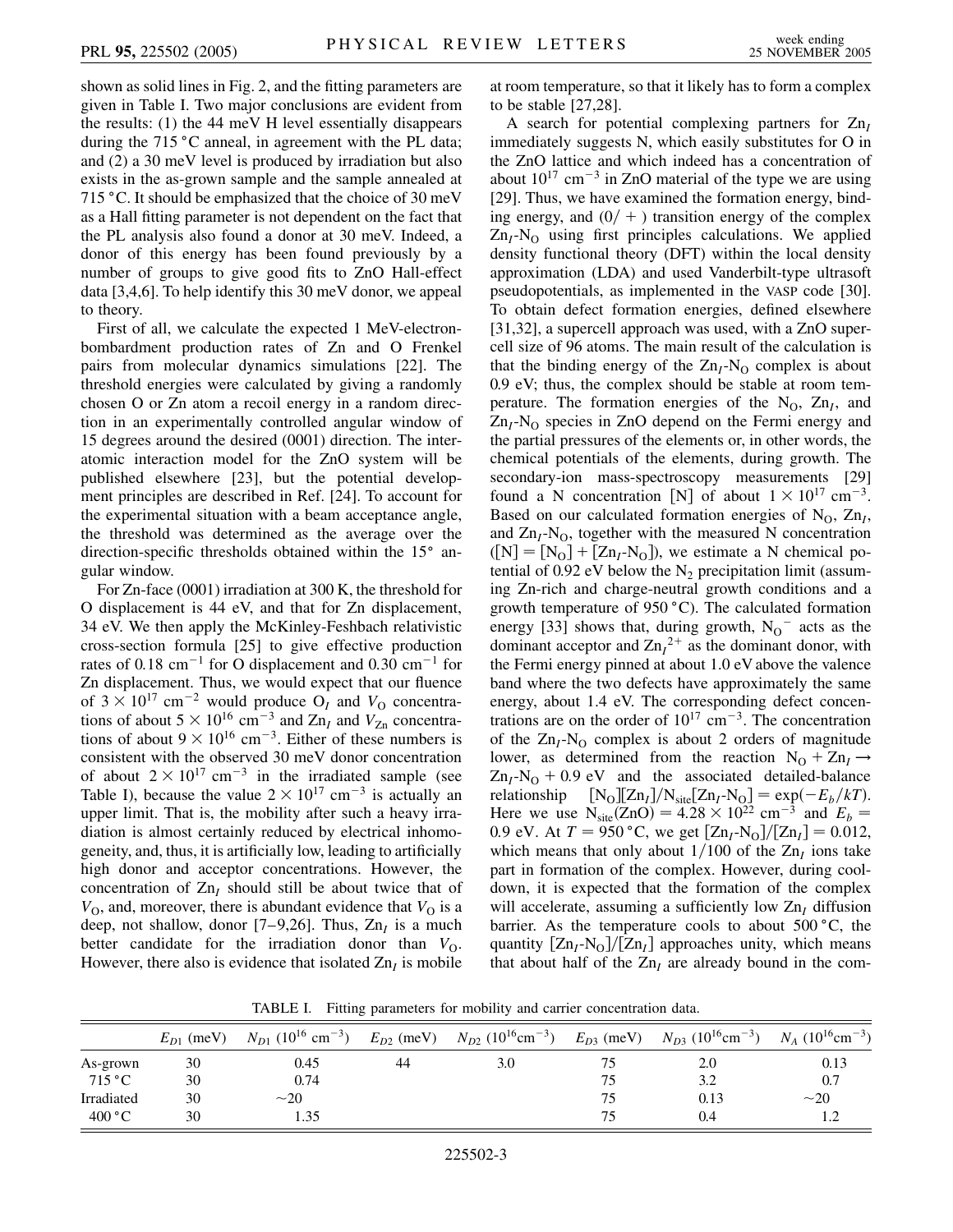shown as solid lines in Fig. 2, and the fitting parameters are given in Table I. Two major conclusions are evident from the results: (1) the 44 meV H level essentially disappears during the 715 °C anneal, in agreement with the PL data; and (2) a 30 meV level is produced by irradiation but also exists in the as-grown sample and the sample annealed at 715 °C. It should be emphasized that the choice of 30 meV as a Hall fitting parameter is not dependent on the fact that the PL analysis also found a donor at 30 meV. Indeed, a donor of this energy has been found previously by a number of groups to give good fits to ZnO Hall-effect data [3,4,6]. To help identify this 30 meV donor, we appeal to theory.

First of all, we calculate the expected 1 MeV-electron-bombardment production rates of Zn and O Frenkel pairs from molecular dynamics simulations [22]. The threshold energies were calculated by giving a randomly chosen O or Zn atom a recoil energy in a random direction in an experimentally controlled angular window of 15 degrees around the desired (0001) direction. The interatomic interaction model for the ZnO system will be published elsewhere [23], but the potential development principles are described in Ref. [24]. To account for the experimental situation with a beam acceptance angle, the threshold was determined as the average over the direction-specific thresholds obtained within the 15° angular window.

For Zn-face (0001) irradiation at 300 K, the threshold for O displacement is 44 eV, and that for Zn displacement, 34 eV. We then apply the McKinley-Feshbach relativistic cross-section formula [25] to give effective production rates of 0.18 $\mathrm{cm}^{-1}$ for O displacement and 0.30 $\mathrm{cm}^{-1}$ for Zn displacement. Thus, we would expect that our fluence of $3 \times 10^{17}$ $\mathrm{cm}^{-2}$ would produce $O_I$ and $V_O$ concentrations of about $5 \times 10^{16}$ $\mathrm{cm}^{-3}$ and $Zn_I$ and $V_{Zn}$ concentrations of about $9 \times 10^{16}$ $\mathrm{cm}^{-3}$. Either of these numbers is consistent with the observed 30 meV donor concentration of about $2 \times 10^{17}$ $\mathrm{cm}^{-3}$ in the irradiated sample (see Table I), because the value $2 \times 10^{17}$ $\mathrm{cm}^{-3}$ is actually an upper limit. That is, the mobility after such a heavy irradiation is almost certainly reduced by electrical inhomogeneity, and, thus, it is artificially low, leading to artificially high donor and acceptor concentrations. However, the concentration of $Zn_I$ should still be about twice that of $V_O$, and, moreover, there is abundant evidence that $V_O$ is a deep, not shallow, donor [7–9,26]. Thus, $Zn_I$ is a much better candidate for the irradiation donor than $V_O$. However, there also is evidence that isolated $Zn_I$ is mobile at room temperature, so that it likely has to form a complex to be stable [27,28].

A search for potential complexing partners for $Zn_I$ immediately suggests N, which easily substitutes for O in the ZnO lattice and which indeed has a concentration of about $10^{17}$ $\mathrm{cm}^{-3}$ in ZnO material of the type we are using [29]. Thus, we have examined the formation energy, binding energy, and $(0/+)$ transition energy of the complex $Zn_I$-$N_O$ using first principles calculations. We applied density functional theory (DFT) within the local density approximation (LDA) and used Vanderbilt-type ultrasoft pseudopotentials, as implemented in the VASP code [30]. To obtain defect formation energies, defined elsewhere [31,32], a supercell approach was used, with a ZnO supercell size of 96 atoms. The main result of the calculation is that the binding energy of the $Zn_I$-$N_O$ complex is about 0.9 eV; thus, the complex should be stable at room temperature. The formation energies of the $N_O$, $Zn_I$, and $Zn_I$-$N_O$ species in ZnO depend on the Fermi energy and the partial pressures of the elements or, in other words, the chemical potentials of the elements, during growth. The secondary-ion mass-spectroscopy measurements [29] found a N concentration [N] of about $1 \times 10^{17}$ $\mathrm{cm}^{-3}$. Based on our calculated formation energies of $N_O$, $Zn_I$, and $Zn_I$-$N_O$, together with the measured N concentration ($[\mathrm{N}] = [\mathrm{N_O}] + [\mathrm{Zn}_I\text{-}\mathrm{N_O}]$), we estimate a N chemical potential of 0.92 eV below the $N_2$ precipitation limit (assuming Zn-rich and charge-neutral growth conditions and a growth temperature of 950 °C). The calculated formation energy [33] shows that, during growth, $N_O^-$ acts as the dominant acceptor and $Zn_I^{2+}$ as the dominant donor, with the Fermi energy pinned at about 1.0 eV above the valence band where the two defects have approximately the same energy, about 1.4 eV. The corresponding defect concentrations are on the order of $10^{17}$ $\mathrm{cm}^{-3}$. The concentration of the $Zn_I$-$N_O$ complex is about 2 orders of magnitude lower, as determined from the reaction $\mathrm{N_O} + \mathrm{Zn}_I \rightarrow \mathrm{Zn}_I\text{-}\mathrm{N_O} + 0.9$ eV and the associated detailed-balance relationship $[\mathrm{N_O}][\mathrm{Zn}_I]/N_{\mathrm{site}}[\mathrm{Zn}_I\text{-}\mathrm{N_O}] = \exp(-E_b/kT)$. Here we use $N_{\mathrm{site}}(\mathrm{ZnO}) = 4.28 \times 10^{22}$ $\mathrm{cm}^{-3}$ and $E_b = 0.9$ eV. At $T = 950$ °C, we get $[\mathrm{Zn}_I\text{-}\mathrm{N_O}]/[\mathrm{Zn}_I] = 0.012$, which means that only about 1/100 of the $Zn_I$ ions take part in formation of the complex. However, during cooldown, it is expected that the formation of the complex will accelerate, assuming a sufficiently low $Zn_I$ diffusion barrier. As the temperature cools to about 500 °C, the quantity $[\mathrm{Zn}_I\text{-}\mathrm{N_O}]/[\mathrm{Zn}_I]$ approaches unity, which means that about half of the $Zn_I$ are already bound in the com-

TABLE I. Fitting parameters for mobility and carrier concentration data.

| | $E_{D1}$ (meV) | $N_{D1}$ ($10^{16}$ $\mathrm{cm}^{-3}$) | $E_{D2}$ (meV) | $N_{D2}$ ($10^{16}\mathrm{cm}^{-3}$) | $E_{D3}$ (meV) | $N_{D3}$ ($10^{16}\mathrm{cm}^{-3}$) | $N_A$ ($10^{16}\mathrm{cm}^{-3}$) |
|---|---|---|---|---|---|---|---|
| As-grown | 30 | 0.45 | 44 | 3.0 | 75 | 2.0 | 0.13 |
| 715 °C | 30 | 0.74 | | | 75 | 3.2 | 0.7 |
| Irradiated | 30 | ~20 | | | 75 | 0.13 | ~20 |
| 400 °C | 30 | 1.35 | | | 75 | 0.4 | 1.2 |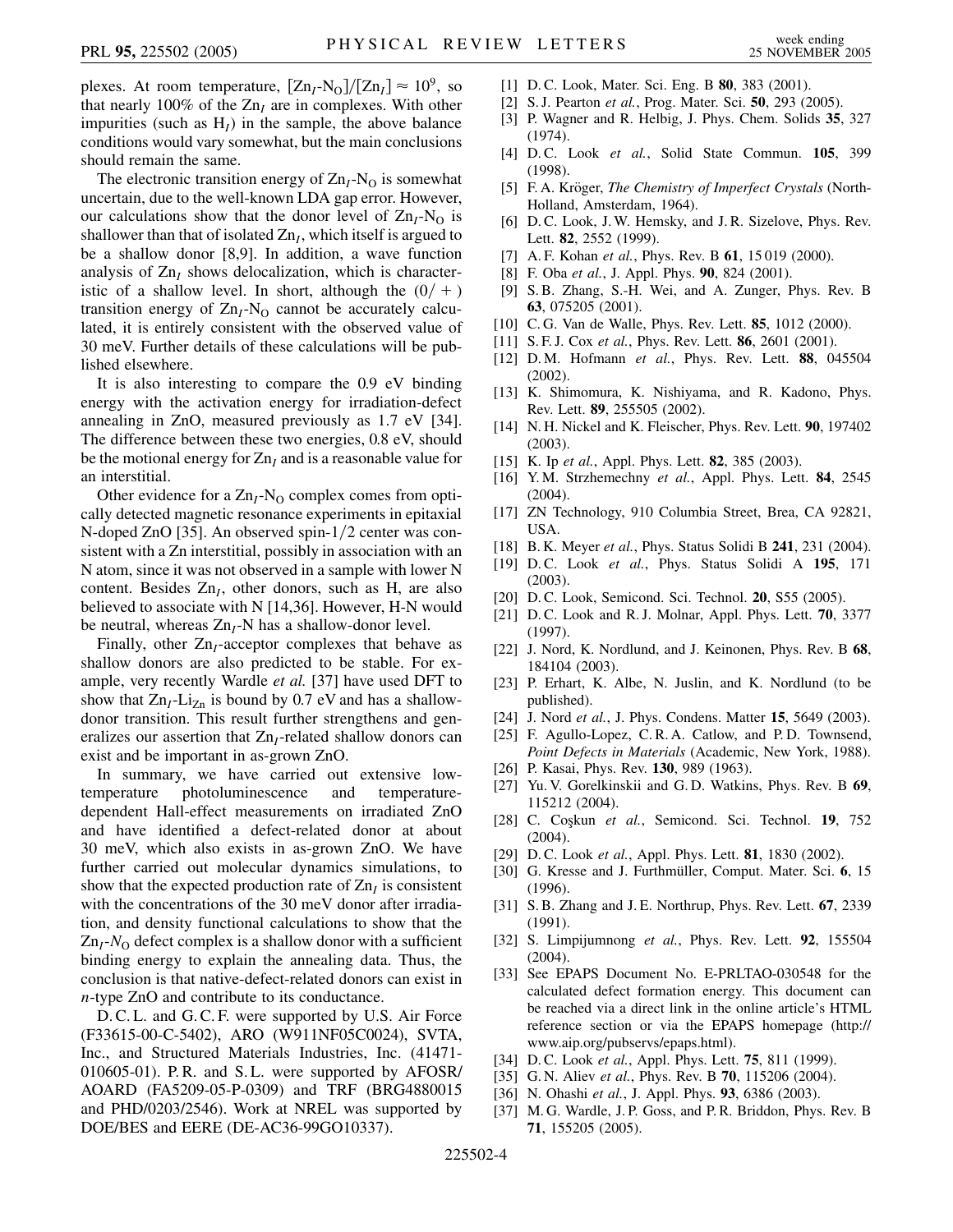plexes. At room temperature, $[\mathrm{Zn}_I\text{-}\mathrm{N}_\mathrm{O}]/[\mathrm{Zn}_I] \approx 10^9$, so that nearly 100% of the $\mathrm{Zn}_I$ are in complexes. With other impurities (such as $\mathrm{H}_I$) in the sample, the above balance conditions would vary somewhat, but the main conclusions should remain the same.

The electronic transition energy of $\mathrm{Zn}_I$-$\mathrm{N}_\mathrm{O}$ is somewhat uncertain, due to the well-known LDA gap error. However, our calculations show that the donor level of $\mathrm{Zn}_I$-$\mathrm{N}_\mathrm{O}$ is shallower than that of isolated $\mathrm{Zn}_I$, which itself is argued to be a shallow donor [8,9]. In addition, a wave function analysis of $\mathrm{Zn}_I$ shows delocalization, which is characteristic of a shallow level. In short, although the $(0/+)$ transition energy of $\mathrm{Zn}_I$-$\mathrm{N}_\mathrm{O}$ cannot be accurately calculated, it is entirely consistent with the observed value of 30 meV. Further details of these calculations will be published elsewhere.

It is also interesting to compare the 0.9 eV binding energy with the activation energy for irradiation-defect annealing in ZnO, measured previously as 1.7 eV [34]. The difference between these two energies, 0.8 eV, should be the motional energy for $\mathrm{Zn}_I$ and is a reasonable value for an interstitial.

Other evidence for a $\mathrm{Zn}_I$-$\mathrm{N}_\mathrm{O}$ complex comes from optically detected magnetic resonance experiments in epitaxial N-doped ZnO [35]. An observed spin-1/2 center was consistent with a Zn interstitial, possibly in association with an N atom, since it was not observed in a sample with lower N content. Besides $\mathrm{Zn}_I$, other donors, such as H, are also believed to associate with N [14,36]. However, H-N would be neutral, whereas $\mathrm{Zn}_I$-N has a shallow-donor level.

Finally, other $\mathrm{Zn}_I$-acceptor complexes that behave as shallow donors are also predicted to be stable. For example, very recently Wardle *et al.* [37] have used DFT to show that $\mathrm{Zn}_I$-$\mathrm{Li}_{\mathrm{Zn}}$ is bound by 0.7 eV and has a shallow-donor transition. This result further strengthens and generalizes our assertion that $\mathrm{Zn}_I$-related shallow donors can exist and be important in as-grown ZnO.

In summary, we have carried out extensive low-temperature photoluminescence and temperature-dependent Hall-effect measurements on irradiated ZnO and have identified a defect-related donor at about 30 meV, which also exists in as-grown ZnO. We have further carried out molecular dynamics simulations, to show that the expected production rate of $\mathrm{Zn}_I$ is consistent with the concentrations of the 30 meV donor after irradiation, and density functional calculations to show that the $\mathrm{Zn}_I$-$N_\mathrm{O}$ defect complex is a shallow donor with a sufficient binding energy to explain the annealing data. Thus, the conclusion is that native-defect-related donors can exist in *n*-type ZnO and contribute to its conductance.

D. C. L. and G. C. F. were supported by U.S. Air Force (F33615-00-C-5402), ARO (W911NF05C0024), SVTA, Inc., and Structured Materials Industries, Inc. (41471-010605-01). P. R. and S. L. were supported by AFOSR/AOARD (FA5209-05-P-0309) and TRF (BRG4880015 and PHD/0203/2546). Work at NREL was supported by DOE/BES and EERE (DE-AC36-99GO10337).

[1] D. C. Look, Mater. Sci. Eng. B **80**, 383 (2001).
[2] S. J. Pearton *et al.*, Prog. Mater. Sci. **50**, 293 (2005).
[3] P. Wagner and R. Helbig, J. Phys. Chem. Solids **35**, 327 (1974).
[4] D. C. Look *et al.*, Solid State Commun. **105**, 399 (1998).
[5] F. A. Kröger, *The Chemistry of Imperfect Crystals* (North-Holland, Amsterdam, 1964).
[6] D. C. Look, J. W. Hemsky, and J. R. Sizelove, Phys. Rev. Lett. **82**, 2552 (1999).
[7] A. F. Kohan *et al.*, Phys. Rev. B **61**, 15 019 (2000).
[8] F. Oba *et al.*, J. Appl. Phys. **90**, 824 (2001).
[9] S. B. Zhang, S.-H. Wei, and A. Zunger, Phys. Rev. B **63**, 075205 (2001).
[10] C. G. Van de Walle, Phys. Rev. Lett. **85**, 1012 (2000).
[11] S. F. J. Cox *et al.*, Phys. Rev. Lett. **86**, 2601 (2001).
[12] D. M. Hofmann *et al.*, Phys. Rev. Lett. **88**, 045504 (2002).
[13] K. Shimomura, K. Nishiyama, and R. Kadono, Phys. Rev. Lett. **89**, 255505 (2002).
[14] N. H. Nickel and K. Fleischer, Phys. Rev. Lett. **90**, 197402 (2003).
[15] K. Ip *et al.*, Appl. Phys. Lett. **82**, 385 (2003).
[16] Y. M. Strzhemechny *et al.*, Appl. Phys. Lett. **84**, 2545 (2004).
[17] ZN Technology, 910 Columbia Street, Brea, CA 92821, USA.
[18] B. K. Meyer *et al.*, Phys. Status Solidi B **241**, 231 (2004).
[19] D. C. Look *et al.*, Phys. Status Solidi A **195**, 171 (2003).
[20] D. C. Look, Semicond. Sci. Technol. **20**, S55 (2005).
[21] D. C. Look and R. J. Molnar, Appl. Phys. Lett. **70**, 3377 (1997).
[22] J. Nord, K. Nordlund, and J. Keinonen, Phys. Rev. B **68**, 184104 (2003).
[23] P. Erhart, K. Albe, N. Juslin, and K. Nordlund (to be published).
[24] J. Nord *et al.*, J. Phys. Condens. Matter **15**, 5649 (2003).
[25] F. Agullo-Lopez, C. R. A. Catlow, and P. D. Townsend, *Point Defects in Materials* (Academic, New York, 1988).
[26] P. Kasai, Phys. Rev. **130**, 989 (1963).
[27] Yu. V. Gorelkinskii and G. D. Watkins, Phys. Rev. B **69**, 115212 (2004).
[28] C. Coşkun *et al.*, Semicond. Sci. Technol. **19**, 752 (2004).
[29] D. C. Look *et al.*, Appl. Phys. Lett. **81**, 1830 (2002).
[30] G. Kresse and J. Furthmüller, Comput. Mater. Sci. **6**, 15 (1996).
[31] S. B. Zhang and J. E. Northrup, Phys. Rev. Lett. **67**, 2339 (1991).
[32] S. Limpijumnong *et al.*, Phys. Rev. Lett. **92**, 155504 (2004).
[33] See EPAPS Document No. E-PRLTAO-030548 for the calculated defect formation energy. This document can be reached via a direct link in the online article's HTML reference section or via the EPAPS homepage (http://www.aip.org/pubservs/epaps.html).
[34] D. C. Look *et al.*, Appl. Phys. Lett. **75**, 811 (1999).
[35] G. N. Aliev *et al.*, Phys. Rev. B **70**, 115206 (2004).
[36] N. Ohashi *et al.*, J. Appl. Phys. **93**, 6386 (2003).
[37] M. G. Wardle, J. P. Goss, and P. R. Briddon, Phys. Rev. B **71**, 155205 (2005).